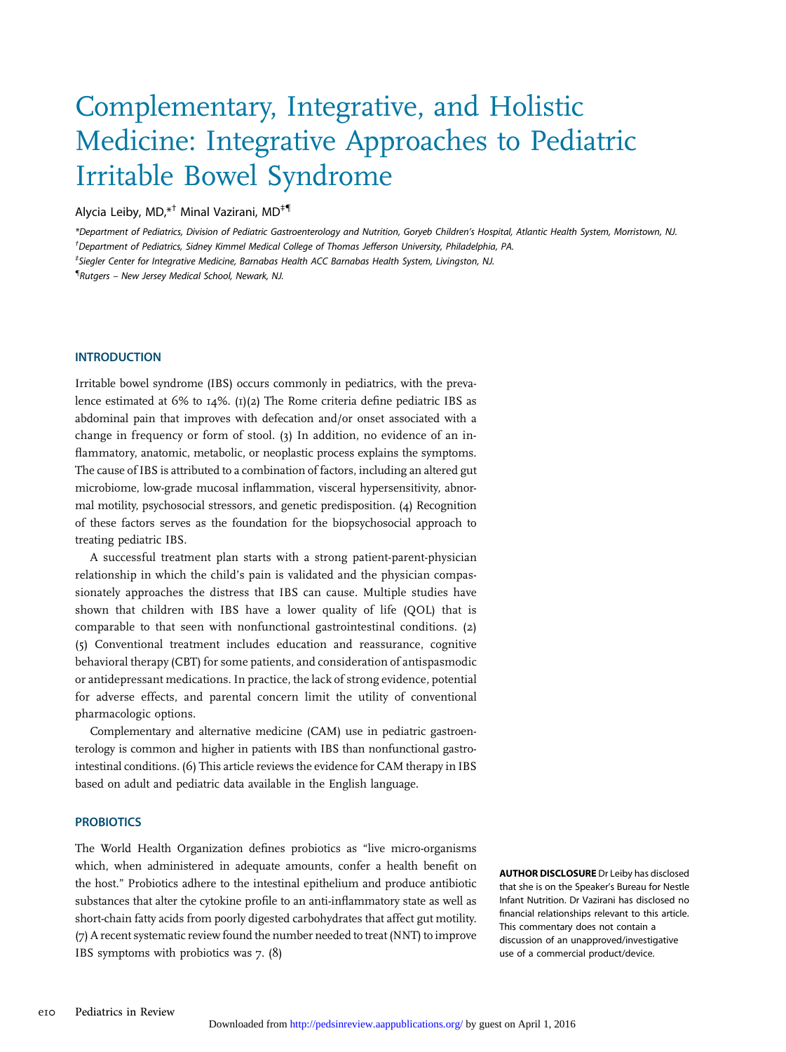# Complementary, Integrative, and Holistic Medicine: Integrative Approaches to Pediatric Irritable Bowel Syndrome

Alycia Leiby, MD,[*,†] Minal Vazirani, MD[‡,¶]

*Department of Pediatrics, Division of Pediatric Gastroenterology and Nutrition, Goryeb Children's Hospital, Atlantic Health System, Morristown, NJ.

†Department of Pediatrics, Sidney Kimmel Medical College of Thomas Jefferson University, Philadelphia, PA.

‡Siegler Center for Integrative Medicine, Barnabas Health ACC Barnabas Health System, Livingston, NJ.

¶Rutgers – New Jersey Medical School, Newark, NJ.

## INTRODUCTION

Irritable bowel syndrome (IBS) occurs commonly in pediatrics, with the prevalence estimated at 6% to 14%. (1)(2) The Rome criteria define pediatric IBS as abdominal pain that improves with defecation and/or onset associated with a change in frequency or form of stool. (3) In addition, no evidence of an inflammatory, anatomic, metabolic, or neoplastic process explains the symptoms. The cause of IBS is attributed to a combination of factors, including an altered gut microbiome, low-grade mucosal inflammation, visceral hypersensitivity, abnormal motility, psychosocial stressors, and genetic predisposition. (4) Recognition of these factors serves as the foundation for the biopsychosocial approach to treating pediatric IBS.

A successful treatment plan starts with a strong patient-parent-physician relationship in which the child's pain is validated and the physician compassionately approaches the distress that IBS can cause. Multiple studies have shown that children with IBS have a lower quality of life (QOL) that is comparable to that seen with nonfunctional gastrointestinal conditions. (2)(5) Conventional treatment includes education and reassurance, cognitive behavioral therapy (CBT) for some patients, and consideration of antispasmodic or antidepressant medications. In practice, the lack of strong evidence, potential for adverse effects, and parental concern limit the utility of conventional pharmacologic options.

Complementary and alternative medicine (CAM) use in pediatric gastroenterology is common and higher in patients with IBS than nonfunctional gastrointestinal conditions. (6) This article reviews the evidence for CAM therapy in IBS based on adult and pediatric data available in the English language.

## PROBIOTICS

The World Health Organization defines probiotics as "live micro-organisms which, when administered in adequate amounts, confer a health benefit on the host." Probiotics adhere to the intestinal epithelium and produce antibiotic substances that alter the cytokine profile to an anti-inflammatory state as well as short-chain fatty acids from poorly digested carbohydrates that affect gut motility. (7) A recent systematic review found the number needed to treat (NNT) to improve IBS symptoms with probiotics was 7. (8)

**AUTHOR DISCLOSURE** Dr Leiby has disclosed that she is on the Speaker's Bureau for Nestle Infant Nutrition. Dr Vazirani has disclosed no financial relationships relevant to this article. This commentary does not contain a discussion of an unapproved/investigative use of a commercial product/device.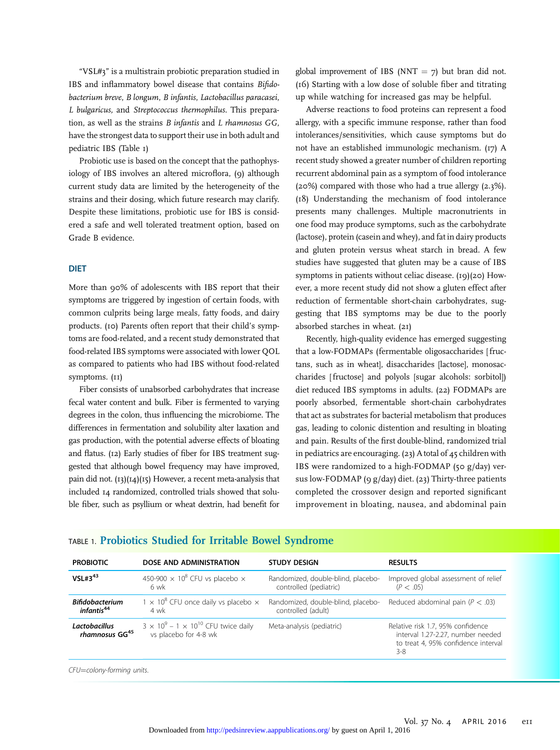"VSL#3" is a multistrain probiotic preparation studied in IBS and inflammatory bowel disease that contains *Bifidobacterium breve*, *B longum*, *B infantis*, *Lactobacillus paracasei*, *L bulgaricus*, and *Streptococcus thermophilus*. This preparation, as well as the strains *B infantis* and *L rhamnosus GG*, have the strongest data to support their use in both adult and pediatric IBS (Table 1)

Probiotic use is based on the concept that the pathophysiology of IBS involves an altered microflora, (9) although current study data are limited by the heterogeneity of the strains and their dosing, which future research may clarify. Despite these limitations, probiotic use for IBS is considered a safe and well tolerated treatment option, based on Grade B evidence.

## DIET

More than 90% of adolescents with IBS report that their symptoms are triggered by ingestion of certain foods, with common culprits being large meals, fatty foods, and dairy products. (10) Parents often report that their child's symptoms are food-related, and a recent study demonstrated that food-related IBS symptoms were associated with lower QOL as compared to patients who had IBS without food-related symptoms. (11)

Fiber consists of unabsorbed carbohydrates that increase fecal water content and bulk. Fiber is fermented to varying degrees in the colon, thus influencing the microbiome. The differences in fermentation and solubility alter laxation and gas production, with the potential adverse effects of bloating and flatus. (12) Early studies of fiber for IBS treatment suggested that although bowel frequency may have improved, pain did not. (13)(14)(15) However, a recent meta-analysis that included 14 randomized, controlled trials showed that soluble fiber, such as psyllium or wheat dextrin, had benefit for global improvement of IBS (NNT = 7) but bran did not. (16) Starting with a low dose of soluble fiber and titrating up while watching for increased gas may be helpful.

Adverse reactions to food proteins can represent a food allergy, with a specific immune response, rather than food intolerances/sensitivities, which cause symptoms but do not have an established immunologic mechanism. (17) A recent study showed a greater number of children reporting recurrent abdominal pain as a symptom of food intolerance (20%) compared with those who had a true allergy (2.3%). (18) Understanding the mechanism of food intolerance presents many challenges. Multiple macronutrients in one food may produce symptoms, such as the carbohydrate (lactose), protein (casein and whey), and fat in dairy products and gluten protein versus wheat starch in bread. A few studies have suggested that gluten may be a cause of IBS symptoms in patients without celiac disease. (19)(20) However, a more recent study did not show a gluten effect after reduction of fermentable short-chain carbohydrates, suggesting that IBS symptoms may be due to the poorly absorbed starches in wheat. (21)

Recently, high-quality evidence has emerged suggesting that a low-FODMAPs (fermentable oligosaccharides [fructans, such as in wheat], disaccharides [lactose], monosaccharides [fructose] and polyols [sugar alcohols: sorbitol]) diet reduced IBS symptoms in adults. (22) FODMAPs are poorly absorbed, fermentable short-chain carbohydrates that act as substrates for bacterial metabolism that produces gas, leading to colonic distention and resulting in bloating and pain. Results of the first double-blind, randomized trial in pediatrics are encouraging. (23) A total of 45 children with IBS were randomized to a high-FODMAP (50 g/day) versus low-FODMAP (9 g/day) diet. (23) Thirty-three patients completed the crossover design and reported significant improvement in bloating, nausea, and abdominal pain

TABLE 1. **Probiotics Studied for Irritable Bowel Syndrome**

| PROBIOTIC | DOSE AND ADMINISTRATION | STUDY DESIGN | RESULTS |
|---|---|---|---|
| **VSL#3**[43] | 450-900 × $10^8$ CFU vs placebo × 6 wk | Randomized, double-blind, placebo-controlled (pediatric) | Improved global assessment of relief ($P < .05$) |
| ***Bifidobacterium infantis***[44] | 1 × $10^8$ CFU once daily vs placebo × 4 wk | Randomized, double-blind, placebo-controlled (adult) | Reduced abdominal pain ($P < .03$) |
| ***Lactobacillus rhamnosus* GG**[45] | 3 × $10^9$ – 1 × $10^{10}$ CFU twice daily vs placebo for 4-8 wk | Meta-analysis (pediatric) | Relative risk 1.7, 95% confidence interval 1.27-2.27, number needed to treat 4, 95% confidence interval 3-8 |

*CFU=colony-forming units.*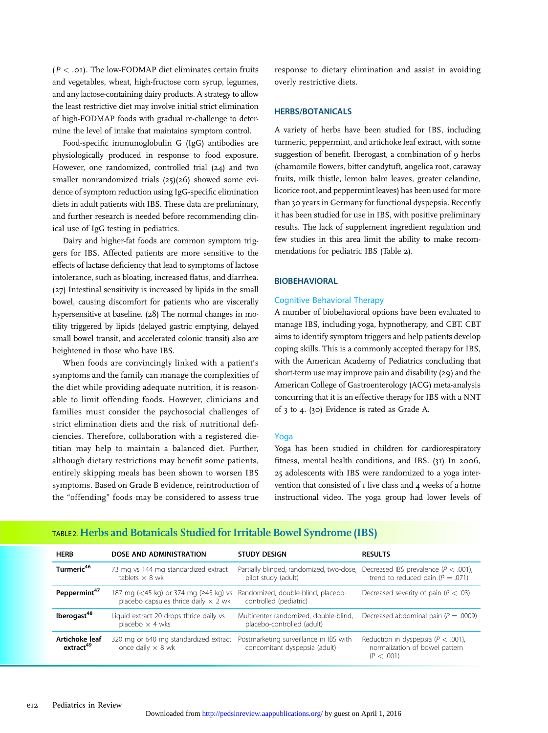($P < .01$). The low-FODMAP diet eliminates certain fruits and vegetables, wheat, high-fructose corn syrup, legumes, and any lactose-containing dairy products. A strategy to allow the least restrictive diet may involve initial strict elimination of high-FODMAP foods with gradual re-challenge to determine the level of intake that maintains symptom control.

Food-specific immunoglobulin G (IgG) antibodies are physiologically produced in response to food exposure. However, one randomized, controlled trial (24) and two smaller nonrandomized trials (25)(26) showed some evidence of symptom reduction using IgG-specific elimination diets in adult patients with IBS. These data are preliminary, and further research is needed before recommending clinical use of IgG testing in pediatrics.

Dairy and higher-fat foods are common symptom triggers for IBS. Affected patients are more sensitive to the effects of lactase deficiency that lead to symptoms of lactose intolerance, such as bloating, increased flatus, and diarrhea. (27) Intestinal sensitivity is increased by lipids in the small bowel, causing discomfort for patients who are viscerally hypersensitive at baseline. (28) The normal changes in motility triggered by lipids (delayed gastric emptying, delayed small bowel transit, and accelerated colonic transit) also are heightened in those who have IBS.

When foods are convincingly linked with a patient's symptoms and the family can manage the complexities of the diet while providing adequate nutrition, it is reasonable to limit offending foods. However, clinicians and families must consider the psychosocial challenges of strict elimination diets and the risk of nutritional deficiencies. Therefore, collaboration with a registered dietitian may help to maintain a balanced diet. Further, although dietary restrictions may benefit some patients, entirely skipping meals has been shown to worsen IBS symptoms. Based on Grade B evidence, reintroduction of the "offending" foods may be considered to assess true response to dietary elimination and assist in avoiding overly restrictive diets.

## HERBS/BOTANICALS

A variety of herbs have been studied for IBS, including turmeric, peppermint, and artichoke leaf extract, with some suggestion of benefit. Iberogast, a combination of 9 herbs (chamomile flowers, bitter candytuft, angelica root, caraway fruits, milk thistle, lemon balm leaves, greater celandine, licorice root, and peppermint leaves) has been used for more than 30 years in Germany for functional dyspepsia. Recently it has been studied for use in IBS, with positive preliminary results. The lack of supplement ingredient regulation and few studies in this area limit the ability to make recommendations for pediatric IBS (Table 2).

## BIOBEHAVIORAL

### Cognitive Behavioral Therapy

A number of biobehavioral options have been evaluated to manage IBS, including yoga, hypnotherapy, and CBT. CBT aims to identify symptom triggers and help patients develop coping skills. This is a commonly accepted therapy for IBS, with the American Academy of Pediatrics concluding that short-term use may improve pain and disability (29) and the American College of Gastroenterology (ACG) meta-analysis concurring that it is an effective therapy for IBS with a NNT of 3 to 4. (30) Evidence is rated as Grade A.

### Yoga

Yoga has been studied in children for cardiorespiratory fitness, mental health conditions, and IBS. (31) In 2006, 25 adolescents with IBS were randomized to a yoga intervention that consisted of 1 live class and 4 weeks of a home instructional video. The yoga group had lower levels of

TABLE 2. **Herbs and Botanicals Studied for Irritable Bowel Syndrome (IBS)**

| HERB | DOSE AND ADMINISTRATION | STUDY DESIGN | RESULTS |
|---|---|---|---|
| **Turmeric**[46] | 73 mg vs 144 mg standardized extract tablets × 8 wk | Partially blinded, randomized, two-dose, pilot study (adult) | Decreased IBS prevalence ($P < .001$), trend to reduced pain ($P = .071$) |
| **Peppermint**[47] | 187 mg (<45 kg) or 374 mg (≥45 kg) vs placebo capsules thrice daily × 2 wk | Randomized, double-blind, placebo-controlled (pediatric) | Decreased severity of pain ($P < .03$) |
| **Iberogast**[48] | Liquid extract 20 drops thrice daily vs placebo × 4 wks | Multicenter randomized, double-blind, placebo-controlled (adult) | Decreased abdominal pain ($P = .0009$) |
| **Artichoke leaf extract**[49] | 320 mg or 640 mg standardized extract once daily × 8 wk | Postmarketing surveillance in IBS with concomitant dyspepsia (adult) | Reduction in dyspepsia ($P < .001$), normalization of bowel pattern ($P < .001$) |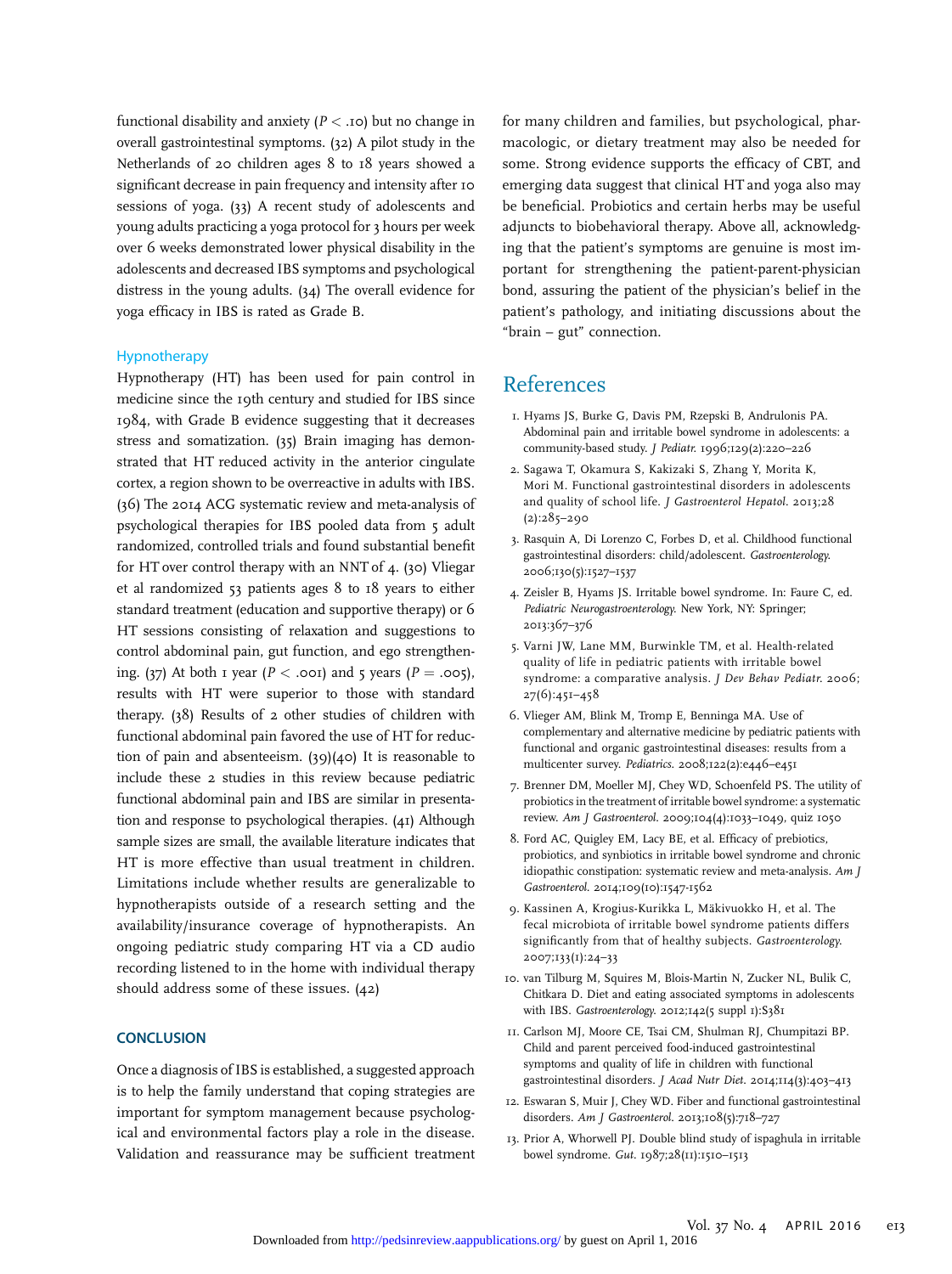functional disability and anxiety ($P < .10$) but no change in overall gastrointestinal symptoms. (32) A pilot study in the Netherlands of 20 children ages 8 to 18 years showed a significant decrease in pain frequency and intensity after 10 sessions of yoga. (33) A recent study of adolescents and young adults practicing a yoga protocol for 3 hours per week over 6 weeks demonstrated lower physical disability in the adolescents and decreased IBS symptoms and psychological distress in the young adults. (34) The overall evidence for yoga efficacy in IBS is rated as Grade B.

### Hypnotherapy

Hypnotherapy (HT) has been used for pain control in medicine since the 19th century and studied for IBS since 1984, with Grade B evidence suggesting that it decreases stress and somatization. (35) Brain imaging has demonstrated that HT reduced activity in the anterior cingulate cortex, a region shown to be overreactive in adults with IBS. (36) The 2014 ACG systematic review and meta-analysis of psychological therapies for IBS pooled data from 5 adult randomized, controlled trials and found substantial benefit for HT over control therapy with an NNT of 4. (30) Vliegar et al randomized 53 patients ages 8 to 18 years to either standard treatment (education and supportive therapy) or 6 HT sessions consisting of relaxation and suggestions to control abdominal pain, gut function, and ego strengthening. (37) At both 1 year ($P < .001$) and 5 years ($P = .005$), results with HT were superior to those with standard therapy. (38) Results of 2 other studies of children with functional abdominal pain favored the use of HT for reduction of pain and absenteeism. (39)(40) It is reasonable to include these 2 studies in this review because pediatric functional abdominal pain and IBS are similar in presentation and response to psychological therapies. (41) Although sample sizes are small, the available literature indicates that HT is more effective than usual treatment in children. Limitations include whether results are generalizable to hypnotherapists outside of a research setting and the availability/insurance coverage of hypnotherapists. An ongoing pediatric study comparing HT via a CD audio recording listened to in the home with individual therapy should address some of these issues. (42)

## CONCLUSION

Once a diagnosis of IBS is established, a suggested approach is to help the family understand that coping strategies are important for symptom management because psychological and environmental factors play a role in the disease. Validation and reassurance may be sufficient treatment for many children and families, but psychological, pharmacologic, or dietary treatment may also be needed for some. Strong evidence supports the efficacy of CBT, and emerging data suggest that clinical HT and yoga also may be beneficial. Probiotics and certain herbs may be useful adjuncts to biobehavioral therapy. Above all, acknowledging that the patient's symptoms are genuine is most important for strengthening the patient-parent-physician bond, assuring the patient of the physician's belief in the patient's pathology, and initiating discussions about the "brain – gut" connection.

## References

1. Hyams JS, Burke G, Davis PM, Rzepski B, Andrulonis PA. Abdominal pain and irritable bowel syndrome in adolescents: a community-based study. *J Pediatr.* 1996;129(2):220–226
2. Sagawa T, Okamura S, Kakizaki S, Zhang Y, Morita K, Mori M. Functional gastrointestinal disorders in adolescents and quality of school life. *J Gastroenterol Hepatol*. 2013;28(2):285–290
3. Rasquin A, Di Lorenzo C, Forbes D, et al. Childhood functional gastrointestinal disorders: child/adolescent. *Gastroenterology*. 2006;130(5):1527–1537
4. Zeisler B, Hyams JS. Irritable bowel syndrome. In: Faure C, ed. *Pediatric Neurogastroenterology.* New York, NY: Springer; 2013:367–376
5. Varni JW, Lane MM, Burwinkle TM, et al. Health-related quality of life in pediatric patients with irritable bowel syndrome: a comparative analysis. *J Dev Behav Pediatr.* 2006;27(6):451–458
6. Vlieger AM, Blink M, Tromp E, Benninga MA. Use of complementary and alternative medicine by pediatric patients with functional and organic gastrointestinal diseases: results from a multicenter survey. *Pediatrics.* 2008;122(2):e446–e451
7. Brenner DM, Moeller MJ, Chey WD, Schoenfeld PS. The utility of probiotics in the treatment of irritable bowel syndrome: a systematic review. *Am J Gastroenterol*. 2009;104(4):1033–1049, quiz 1050
8. Ford AC, Quigley EM, Lacy BE, et al. Efficacy of prebiotics, probiotics, and synbiotics in irritable bowel syndrome and chronic idiopathic constipation: systematic review and meta-analysis. *Am J Gastroenterol*. 2014;109(10):1547-1562
9. Kassinen A, Krogius-Kurikka L, Mäkivuokko H, et al. The fecal microbiota of irritable bowel syndrome patients differs significantly from that of healthy subjects. *Gastroenterology*. 2007;133(1):24–33
10. van Tilburg M, Squires M, Blois-Martin N, Zucker NL, Bulik C, Chitkara D. Diet and eating associated symptoms in adolescents with IBS. *Gastroenterology.* 2012;142(5 suppl 1):S381
11. Carlson MJ, Moore CE, Tsai CM, Shulman RJ, Chumpitazi BP. Child and parent perceived food-induced gastrointestinal symptoms and quality of life in children with functional gastrointestinal disorders. *J Acad Nutr Diet*. 2014;114(3):403–413
12. Eswaran S, Muir J, Chey WD. Fiber and functional gastrointestinal disorders. *Am J Gastroenterol*. 2013;108(5):718–727
13. Prior A, Whorwell PJ. Double blind study of ispaghula in irritable bowel syndrome. *Gut*. 1987;28(11):1510–1513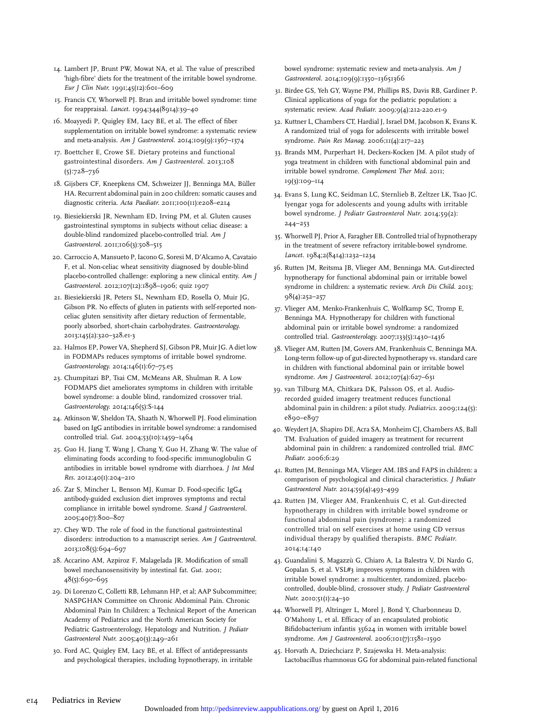14. Lambert JP, Brunt PW, Mowat NA, et al. The value of prescribed 'high-fibre' diets for the treatment of the irritable bowel syndrome. *Eur J Clin Nutr.* 1991;45(12):601–609

15. Francis CY, Whorwell PJ. Bran and irritable bowel syndrome: time for reappraisal. *Lancet.* 1994;344(8914):39–40

16. Moayyedi P, Quigley EM, Lacy BE, et al. The effect of fiber supplementation on irritable bowel syndrome: a systematic review and meta-analysis. *Am J Gastroenterol.* 2014;109(9):1367–1374

17. Boettcher E, Crowe SE. Dietary proteins and functional gastrointestinal disorders. *Am J Gastroenterol.* 2013;108(5):728–736

18. Gijsbers CF, Kneepkens CM, Schweizer JJ, Benninga MA, Büller HA. Recurrent abdominal pain in 200 children: somatic causes and diagnostic criteria. *Acta Paediatr.* 2011;100(11):e208–e214

19. Biesiekierski JR, Newnham ED, Irving PM, et al. Gluten causes gastrointestinal symptoms in subjects without celiac disease: a double-blind randomized placebo-controlled trial. *Am J Gastroenterol.* 2011;106(3):508–515

20. Carroccio A, Mansueto P, Iacono G, Soresi M, D'Alcamo A, Cavataio F, et al. Non-celiac wheat sensitivity diagnosed by double-blind placebo-controlled challenge: exploring a new clinical entity. *Am J Gastroenterol.* 2012;107(12):1898–1906; quiz 1907

21. Biesiekierski JR, Peters SL, Newnham ED, Rosella O, Muir JG, Gibson PR. No effects of gluten in patients with self-reported non-celiac gluten sensitivity after dietary reduction of fermentable, poorly absorbed, short-chain carbohydrates. *Gastroenterology.* 2013;145(2):320–328.e1-3

22. Halmos EP, Power VA, Shepherd SJ, Gibson PR, Muir JG. A diet low in FODMAPs reduces symptoms of irritable bowel syndrome. *Gastroenterology.* 2014;146(1):67–75.e5

23. Chumpitazi BP, Tsai CM, McMeans AR, Shulman R. A Low FODMAPS diet ameliorates symptoms in children with irritable bowel syndrome: a double blind, randomized crossover trial. *Gastroenterology.* 2014;146(5):S-144

24. Atkinson W, Sheldon TA, Shaath N, Whorwell PJ. Food elimination based on IgG antibodies in irritable bowel syndrome: a randomised controlled trial. *Gut.* 2004;53(10):1459–1464

25. Guo H, Jiang T, Wang J, Chang Y, Guo H, Zhang W. The value of eliminating foods according to food-specific immunoglobulin G antibodies in irritable bowel syndrome with diarrhoea. *J Int Med Res.* 2012;40(1):204–210

26. Zar S, Mincher L, Benson MJ, Kumar D. Food-specific IgG4 antibody-guided exclusion diet improves symptoms and rectal compliance in irritable bowel syndrome. *Scand J Gastroenterol.* 2005;40(7):800–807

27. Chey WD. The role of food in the functional gastrointestinal disorders: introduction to a manuscript series. *Am J Gastroenterol.* 2013;108(5):694–697

28. Accarino AM, Azpiroz F, Malagelada JR. Modification of small bowel mechanosensitivity by intestinal fat. *Gut.* 2001;48(5):690–695

29. Di Lorenzo C, Colletti RB, Lehmann HP, et al; AAP Subcommittee; NASPGHAN Committee on Chronic Abdominal Pain. Chronic Abdominal Pain In Children: a Technical Report of the American Academy of Pediatrics and the North American Society for Pediatric Gastroenterology, Hepatology and Nutrition. *J Pediatr Gastroenterol Nutr.* 2005;40(3):249–261

30. Ford AC, Quigley EM, Lacy BE, et al. Effect of antidepressants and psychological therapies, including hypnotherapy, in irritable bowel syndrome: systematic review and meta-analysis. *Am J Gastroenterol.* 2014;109(9):1350–13651366

31. Birdee GS, Yeh GY, Wayne PM, Phillips RS, Davis RB, Gardiner P. Clinical applications of yoga for the pediatric population: a systematic review. *Acad Pediatr.* 2009;9(4):212-220.e1-9

32. Kuttner L, Chambers CT, Hardial J, Israel DM, Jacobson K, Evans K. A randomized trial of yoga for adolescents with irritable bowel syndrome. *Pain Res Manag.* 2006;11(4):217–223

33. Brands MM, Purperhart H, Deckers-Kocken JM. A pilot study of yoga treatment in children with functional abdominal pain and irritable bowel syndrome. *Complement Ther Med.* 2011;19(3):109–114

34. Evans S, Lung KC, Seidman LC, Sternlieb B, Zeltzer LK, Tsao JC. Iyengar yoga for adolescents and young adults with irritable bowel syndrome. *J Pediatr Gastroenterol Nutr.* 2014;59(2):244–253

35. Whorwell PJ, Prior A, Faragher EB. Controlled trial of hypnotherapy in the treatment of severe refractory irritable-bowel syndrome. *Lancet.* 1984;2(8414):1232–1234

36. Rutten JM, Reitsma JB, Vlieger AM, Benninga MA. Gut-directed hypnotherapy for functional abdominal pain or irritable bowel syndrome in children: a systematic review. *Arch Dis Child.* 2013;98(4):252–257

37. Vlieger AM, Menko-Frankenhuis C, Wolfkamp SC, Tromp E, Benninga MA. Hypnotherapy for children with functional abdominal pain or irritable bowel syndrome: a randomized controlled trial. *Gastroenterology.* 2007;133(5):1430–1436

38. Vlieger AM, Rutten JM, Govers AM, Frankenhuis C, Benninga MA. Long-term follow-up of gut-directed hypnotherapy vs. standard care in children with functional abdominal pain or irritable bowel syndrome. *Am J Gastroenterol.* 2012;107(4):627–631

39. van Tilburg MA, Chitkara DK, Palsson OS, et al. Audio-recorded guided imagery treatment reduces functional abdominal pain in children: a pilot study. *Pediatrics.* 2009;124(5):e890–e897

40. Weydert JA, Shapiro DE, Acra SA, Monheim CJ, Chambers AS, Ball TM. Evaluation of guided imagery as treatment for recurrent abdominal pain in children: a randomized controlled trial. *BMC Pediatr.* 2006;6:29

41. Rutten JM, Benninga MA, Vlieger AM. IBS and FAPS in children: a comparison of psychological and clinical characteristics. *J Pediatr Gastroenterol Nutr.* 2014;59(4):493–499

42. Rutten JM, Vlieger AM, Frankenhuis C, et al. Gut-directed hypnotherapy in children with irritable bowel syndrome or functional abdominal pain (syndrome): a randomized controlled trial on self exercises at home using CD versus individual therapy by qualified therapists. *BMC Pediatr.* 2014;14:140

43. Guandalini S, Magazzù G, Chiaro A, La Balestra V, Di Nardo G, Gopalan S, et al. VSL#3 improves symptoms in children with irritable bowel syndrome: a multicenter, randomized, placebo-controlled, double-blind, crossover study. *J Pediatr Gastroenterol Nutr.* 2010;51(1):24–30

44. Whorwell PJ, Altringer L, Morel J, Bond Y, Charbonneau D, O'Mahony L, et al. Efficacy of an encapsulated probiotic Bifidobacterium infantis 35624 in women with irritable bowel syndrome. *Am J Gastroenterol.* 2006;101(7):1581–1590

45. Horvath A, Dziechciarz P, Szajewska H. Meta-analysis: Lactobacillus rhamnosus GG for abdominal pain-related functional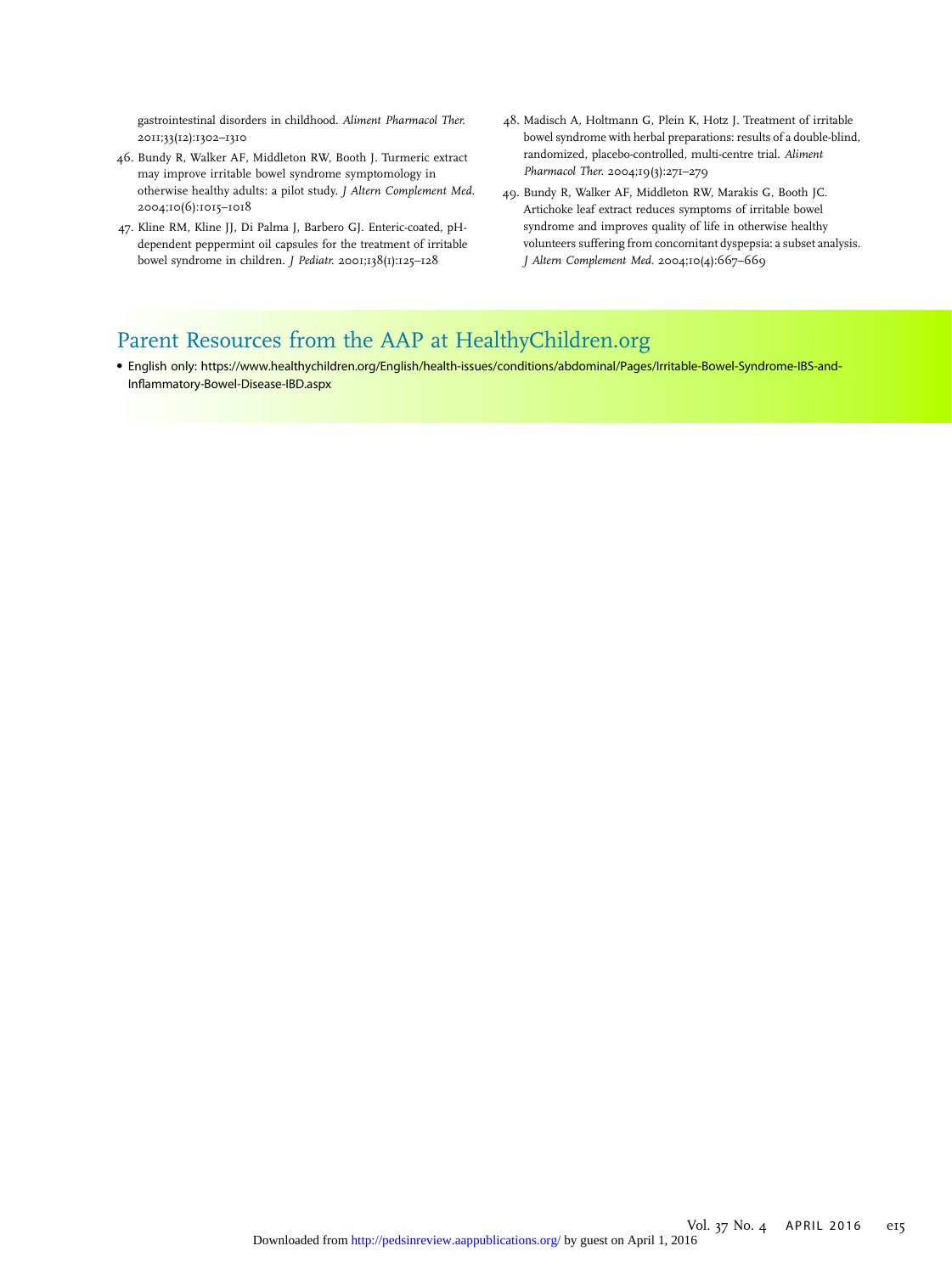gastrointestinal disorders in childhood. *Aliment Pharmacol Ther.* 2011;33(12):1302–1310

46. Bundy R, Walker AF, Middleton RW, Booth J. Turmeric extract may improve irritable bowel syndrome symptomology in otherwise healthy adults: a pilot study. *J Altern Complement Med.* 2004;10(6):1015–1018

47. Kline RM, Kline JJ, Di Palma J, Barbero GJ. Enteric-coated, pH-dependent peppermint oil capsules for the treatment of irritable bowel syndrome in children. *J Pediatr.* 2001;138(1):125–128

48. Madisch A, Holtmann G, Plein K, Hotz J. Treatment of irritable bowel syndrome with herbal preparations: results of a double-blind, randomized, placebo-controlled, multi-centre trial. *Aliment Pharmacol Ther.* 2004;19(3):271–279

49. Bundy R, Walker AF, Middleton RW, Marakis G, Booth JC. Artichoke leaf extract reduces symptoms of irritable bowel syndrome and improves quality of life in otherwise healthy volunteers suffering from concomitant dyspepsia: a subset analysis. *J Altern Complement Med.* 2004;10(4):667–669

## Parent Resources from the AAP at HealthyChildren.org

- English only: https://www.healthychildren.org/English/health-issues/conditions/abdominal/Pages/Irritable-Bowel-Syndrome-IBS-and-Inflammatory-Bowel-Disease-IBD.aspx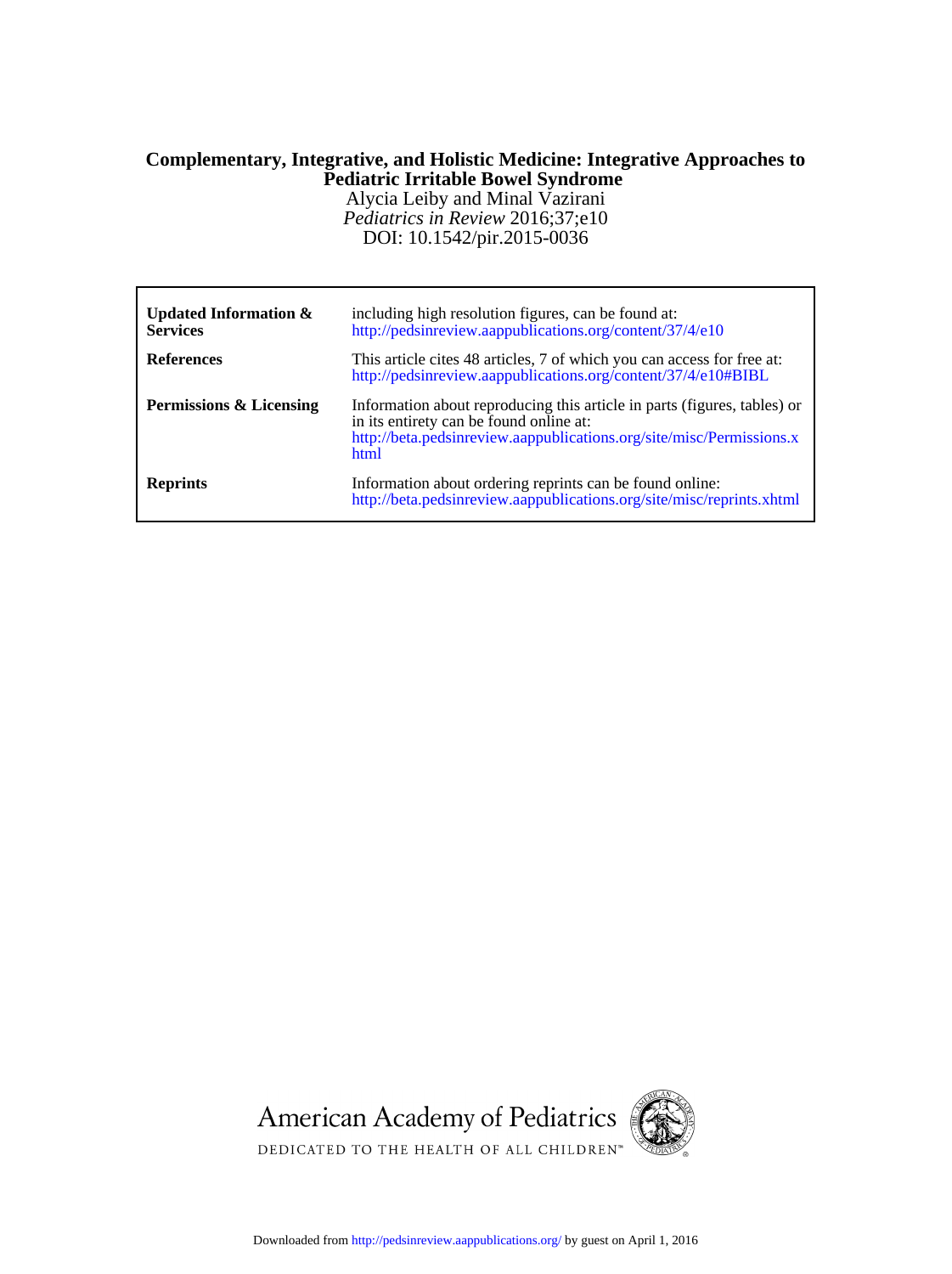**Complementary, Integrative, and Holistic Medicine: Integrative Approaches to Pediatric Irritable Bowel Syndrome**

Alycia Leiby and Minal Vazirani

*Pediatrics in Review* 2016;37;e10

DOI: 10.1542/pir.2015-0036

| | |
|---|---|
| **Updated Information & Services** | including high resolution figures, can be found at: http://pedsinreview.aappublications.org/content/37/4/e10 |
| **References** | This article cites 48 articles, 7 of which you can access for free at: http://pedsinreview.aappublications.org/content/37/4/e10#BIBL |
| **Permissions & Licensing** | Information about reproducing this article in parts (figures, tables) or in its entirety can be found online at: http://beta.pedsinreview.aappublications.org/site/misc/Permissions.xhtml |
| **Reprints** | Information about ordering reprints can be found online: http://beta.pedsinreview.aappublications.org/site/misc/reprints.xhtml |

American Academy of Pediatrics

DEDICATED TO THE HEALTH OF ALL CHILDREN™

Downloaded from http://pedsinreview.aappublications.org/ by guest on April 1, 2016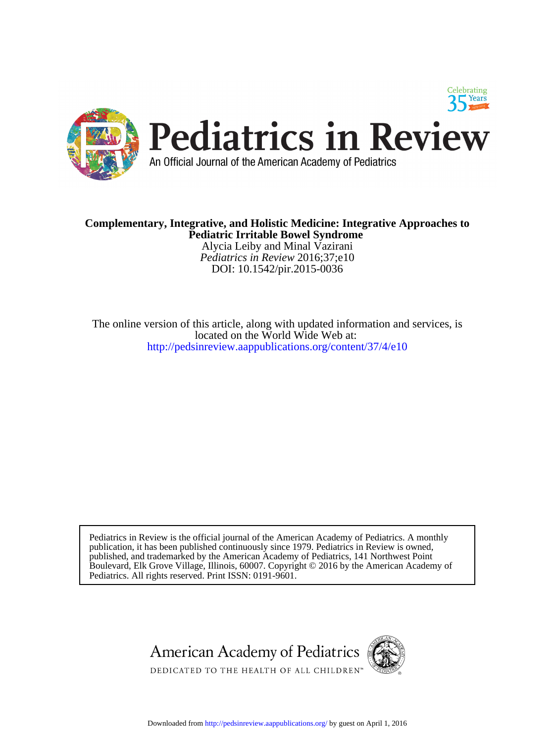# Pediatrics in Review

An Official Journal of the American Academy of Pediatrics

**Complementary, Integrative, and Holistic Medicine: Integrative Approaches to Pediatric Irritable Bowel Syndrome**

Alycia Leiby and Minal Vazirani

*Pediatrics in Review* 2016;37;e10

DOI: 10.1542/pir.2015-0036

The online version of this article, along with updated information and services, is located on the World Wide Web at:

http://pedsinreview.aappublications.org/content/37/4/e10

Pediatrics in Review is the official journal of the American Academy of Pediatrics. A monthly publication, it has been published continuously since 1979. Pediatrics in Review is owned, published, and trademarked by the American Academy of Pediatrics, 141 Northwest Point Boulevard, Elk Grove Village, Illinois, 60007. Copyright © 2016 by the American Academy of Pediatrics. All rights reserved. Print ISSN: 0191-9601.

American Academy of Pediatrics

DEDICATED TO THE HEALTH OF ALL CHILDREN™

Downloaded from http://pedsinreview.aappublications.org/ by guest on April 1, 2016